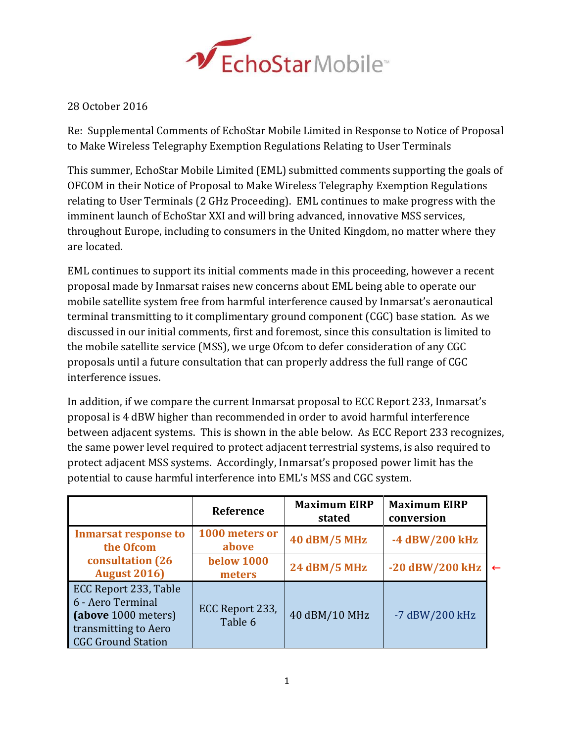EchoStar Mobile™

28 October 2016

Re: Supplemental Comments of EchoStar Mobile Limited in Response to Notice of Proposal to Make Wireless Telegraphy Exemption Regulations Relating to User Terminals

This summer, EchoStar Mobile Limited (EML) submitted comments supporting the goals of OFCOM in their Notice of Proposal to Make Wireless Telegraphy Exemption Regulations relating to User Terminals (2 GHz Proceeding). EML continues to make progress with the imminent launch of EchoStar XXI and will bring advanced, innovative MSS services, throughout Europe, including to consumers in the United Kingdom, no matter where they are located.

EML continues to support its initial comments made in this proceeding, however a recent proposal made by Inmarsat raises new concerns about EML being able to operate our mobile satellite system free from harmful interference caused by Inmarsat's aeronautical terminal transmitting to it complimentary ground component (CGC) base station. As we discussed in our initial comments, first and foremost, since this consultation is limited to the mobile satellite service (MSS), we urge Ofcom to defer consideration of any CGC proposals until a future consultation that can properly address the full range of CGC interference issues.

In addition, if we compare the current Inmarsat proposal to ECC Report 233, Inmarsat's proposal is 4 dBW higher than recommended in order to avoid harmful interference between adjacent systems. This is shown in the able below. As ECC Report 233 recognizes, the same power level required to protect adjacent terrestrial systems, is also required to protect adjacent MSS systems. Accordingly, Inmarsat's proposed power limit has the potential to cause harmful interference into EML's MSS and CGC system.

| | Reference | Maximum EIRP stated | Maximum EIRP conversion | |
|---|---|---|---|---|
| **Inmarsat response to the Ofcom consultation (26 August 2016)** | **1000 meters or above** | **40 dBM/5 MHz** | **-4 dBW/200 kHz** | |
| | **below 1000 meters** | **24 dBM/5 MHz** | **-20 dBW/200 kHz** | ← |
| ECC Report 233, Table 6 - Aero Terminal **(above** 1000 meters) transmitting to Aero CGC Ground Station | ECC Report 233, Table 6 | 40 dBM/10 MHz | -7 dBW/200 kHz | |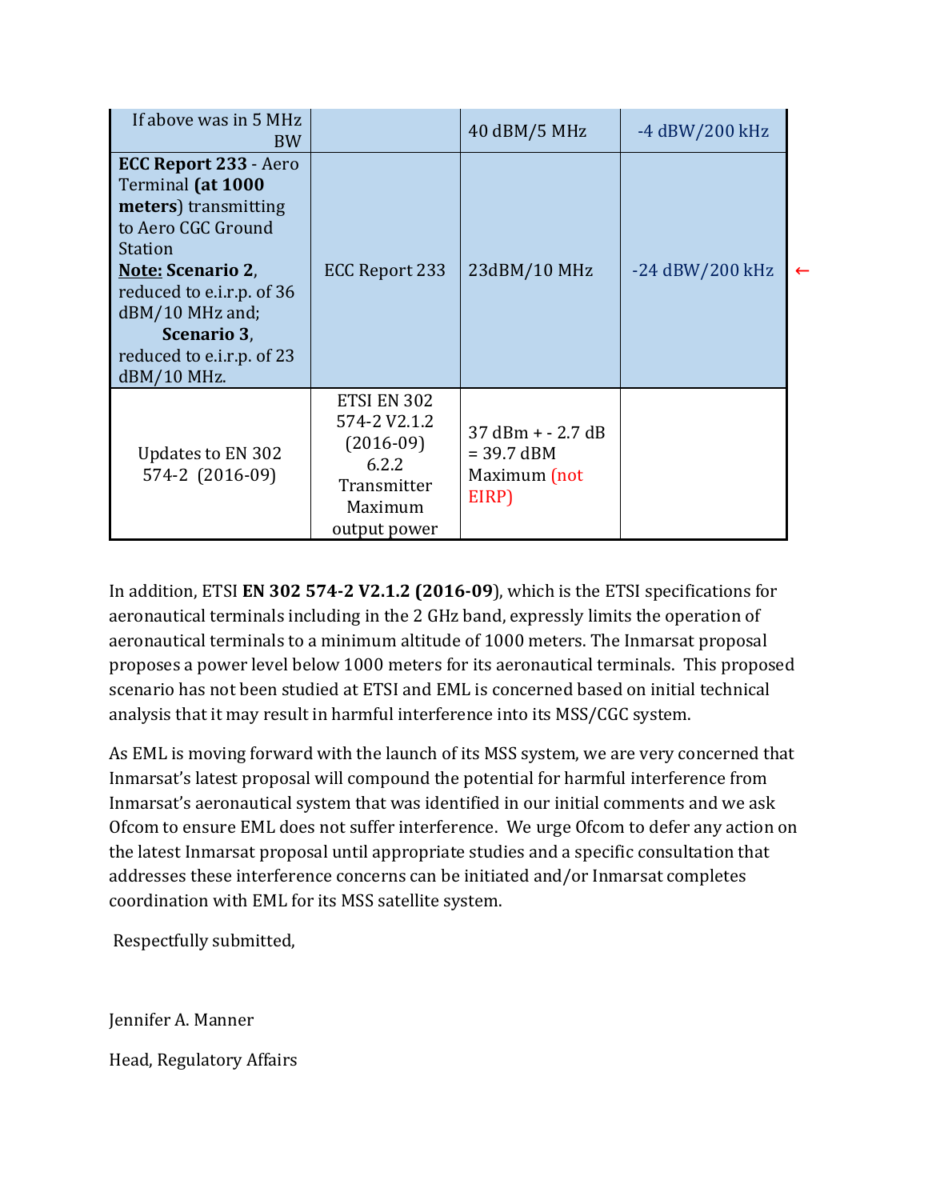| | | | |
|---|---|---|---|
| If above was in 5 MHz BW | | 40 dBM/5 MHz | -4 dBW/200 kHz |
| **ECC Report 233** - Aero Terminal **(at 1000 meters)** transmitting to Aero CGC Ground Station **Note: Scenario 2**, reduced to e.i.r.p. of 36 dBM/10 MHz and; **Scenario 3**, reduced to e.i.r.p. of 23 dBM/10 MHz. | ECC Report 233 | 23dBM/10 MHz | -24 dBW/200 kHz ← |
| Updates to EN 302 574-2 (2016-09) | ETSI EN 302 574-2 V2.1.2 (2016-09) 6.2.2 Transmitter Maximum output power | 37 dBm + - 2.7 dB = 39.7 dBM Maximum (not EIRP) | |

In addition, ETSI **EN 302 574-2 V2.1.2 (2016-09**), which is the ETSI specifications for aeronautical terminals including in the 2 GHz band, expressly limits the operation of aeronautical terminals to a minimum altitude of 1000 meters. The Inmarsat proposal proposes a power level below 1000 meters for its aeronautical terminals. This proposed scenario has not been studied at ETSI and EML is concerned based on initial technical analysis that it may result in harmful interference into its MSS/CGC system.

As EML is moving forward with the launch of its MSS system, we are very concerned that Inmarsat's latest proposal will compound the potential for harmful interference from Inmarsat's aeronautical system that was identified in our initial comments and we ask Ofcom to ensure EML does not suffer interference. We urge Ofcom to defer any action on the latest Inmarsat proposal until appropriate studies and a specific consultation that addresses these interference concerns can be initiated and/or Inmarsat completes coordination with EML for its MSS satellite system.

Respectfully submitted,

Jennifer A. Manner

Head, Regulatory Affairs